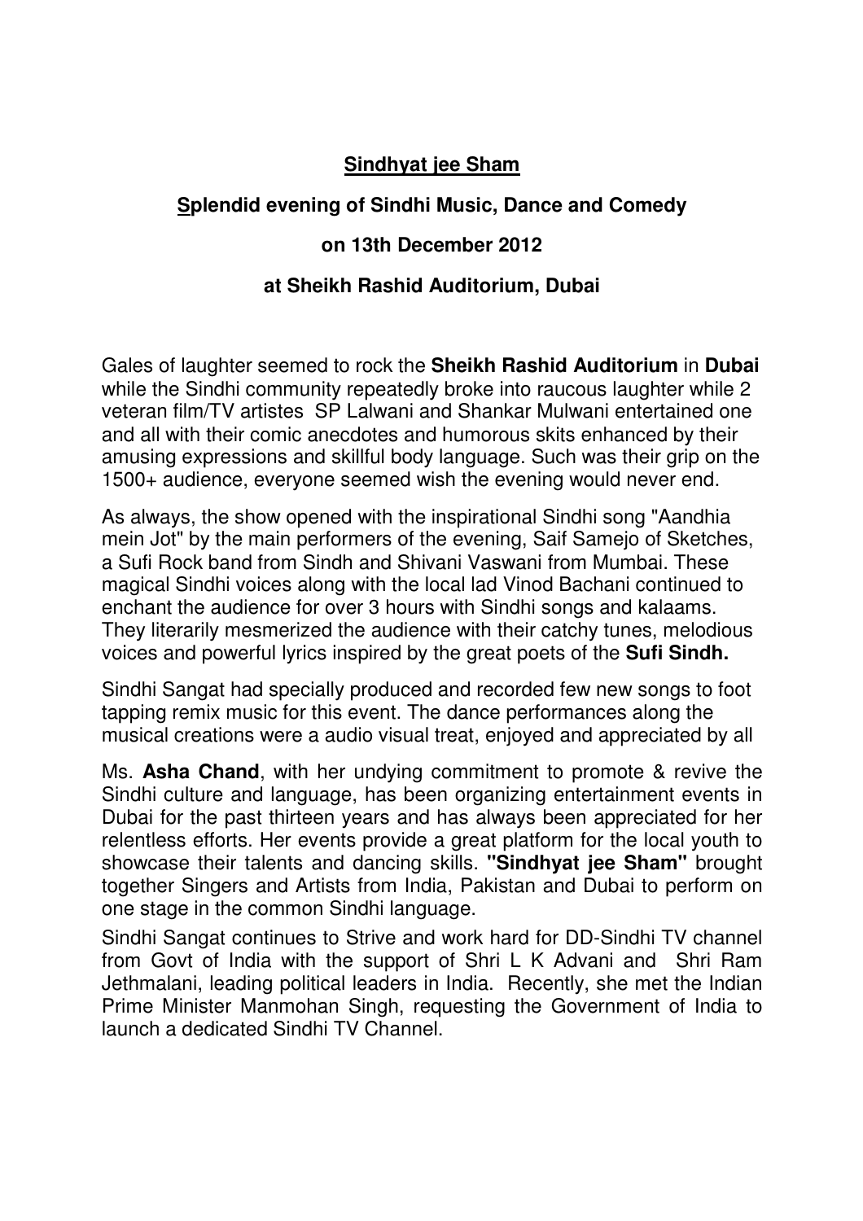# Sindhyat jee Sham

## Splendid evening of Sindhi Music, Dance and Comedy

## on 13th December 2012

## at Sheikh Rashid Auditorium, Dubai

Gales of laughter seemed to rock the **Sheikh Rashid Auditorium** in **Dubai** while the Sindhi community repeatedly broke into raucous laughter while 2 veteran film/TV artistes SP Lalwani and Shankar Mulwani entertained one and all with their comic anecdotes and humorous skits enhanced by their amusing expressions and skillful body language. Such was their grip on the 1500+ audience, everyone seemed wish the evening would never end.

As always, the show opened with the inspirational Sindhi song "Aandhia mein Jot" by the main performers of the evening, Saif Samejo of Sketches, a Sufi Rock band from Sindh and Shivani Vaswani from Mumbai. These magical Sindhi voices along with the local lad Vinod Bachani continued to enchant the audience for over 3 hours with Sindhi songs and kalaams. They literarily mesmerized the audience with their catchy tunes, melodious voices and powerful lyrics inspired by the great poets of the **Sufi Sindh.**

Sindhi Sangat had specially produced and recorded few new songs to foot tapping remix music for this event. The dance performances along the musical creations were a audio visual treat, enjoyed and appreciated by all

Ms. **Asha Chand**, with her undying commitment to promote & revive the Sindhi culture and language, has been organizing entertainment events in Dubai for the past thirteen years and has always been appreciated for her relentless efforts. Her events provide a great platform for the local youth to showcase their talents and dancing skills. **"Sindhyat jee Sham"** brought together Singers and Artists from India, Pakistan and Dubai to perform on one stage in the common Sindhi language.

Sindhi Sangat continues to Strive and work hard for DD-Sindhi TV channel from Govt of India with the support of Shri L K Advani and Shri Ram Jethmalani, leading political leaders in India. Recently, she met the Indian Prime Minister Manmohan Singh, requesting the Government of India to launch a dedicated Sindhi TV Channel.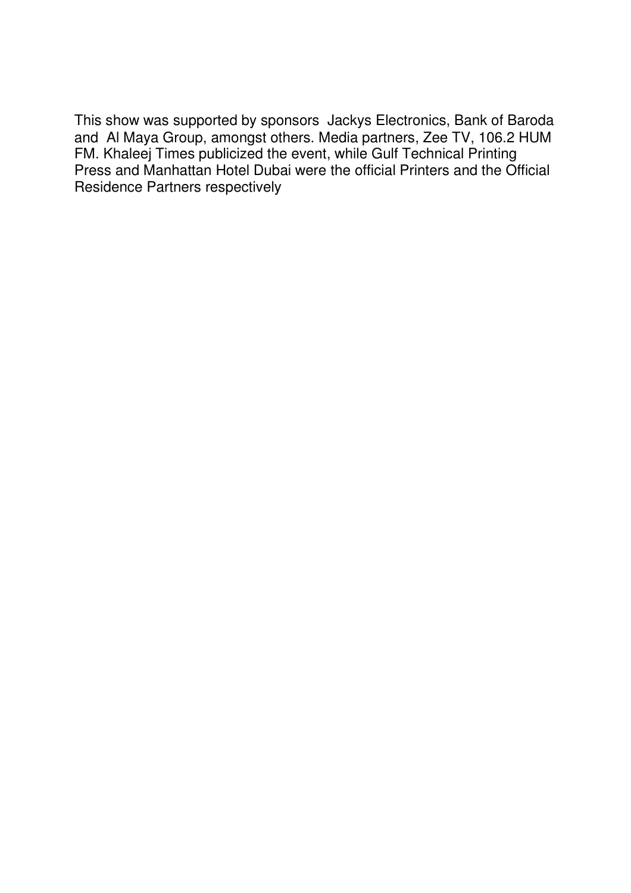This show was supported by sponsors Jackys Electronics, Bank of Baroda and Al Maya Group, amongst others. Media partners, Zee TV, 106.2 HUM FM. Khaleej Times publicized the event, while Gulf Technical Printing Press and Manhattan Hotel Dubai were the official Printers and the Official Residence Partners respectively